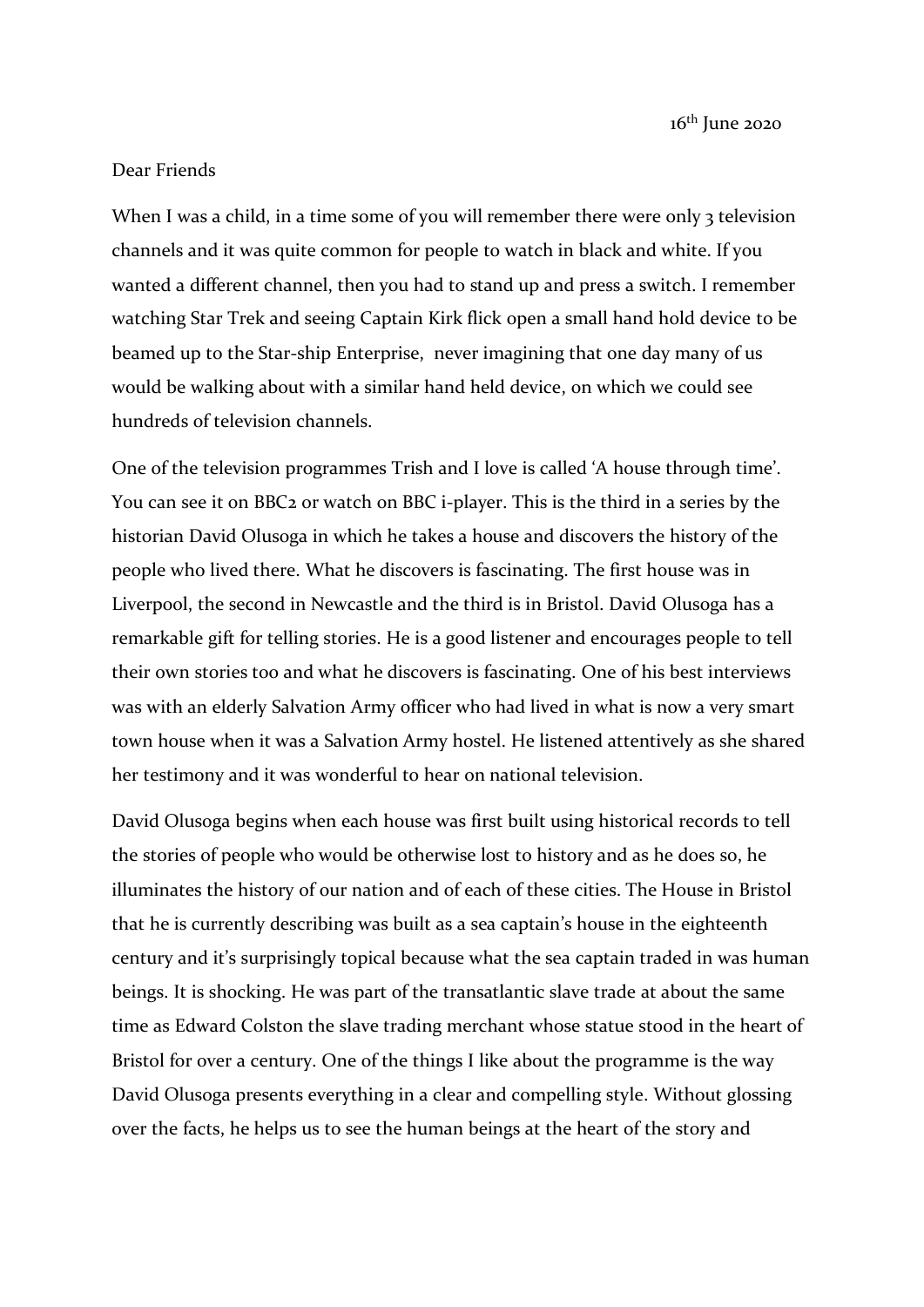16th June 2020

Dear Friends

When I was a child, in a time some of you will remember there were only 3 television channels and it was quite common for people to watch in black and white. If you wanted a different channel, then you had to stand up and press a switch. I remember watching Star Trek and seeing Captain Kirk flick open a small hand hold device to be beamed up to the Star-ship Enterprise, never imagining that one day many of us would be walking about with a similar hand held device, on which we could see hundreds of television channels.

One of the television programmes Trish and I love is called 'A house through time'. You can see it on BBC2 or watch on BBC i-player. This is the third in a series by the historian David Olusoga in which he takes a house and discovers the history of the people who lived there. What he discovers is fascinating. The first house was in Liverpool, the second in Newcastle and the third is in Bristol. David Olusoga has a remarkable gift for telling stories. He is a good listener and encourages people to tell their own stories too and what he discovers is fascinating. One of his best interviews was with an elderly Salvation Army officer who had lived in what is now a very smart town house when it was a Salvation Army hostel. He listened attentively as she shared her testimony and it was wonderful to hear on national television.

David Olusoga begins when each house was first built using historical records to tell the stories of people who would be otherwise lost to history and as he does so, he illuminates the history of our nation and of each of these cities. The House in Bristol that he is currently describing was built as a sea captain's house in the eighteenth century and it's surprisingly topical because what the sea captain traded in was human beings. It is shocking. He was part of the transatlantic slave trade at about the same time as Edward Colston the slave trading merchant whose statue stood in the heart of Bristol for over a century. One of the things I like about the programme is the way David Olusoga presents everything in a clear and compelling style. Without glossing over the facts, he helps us to see the human beings at the heart of the story and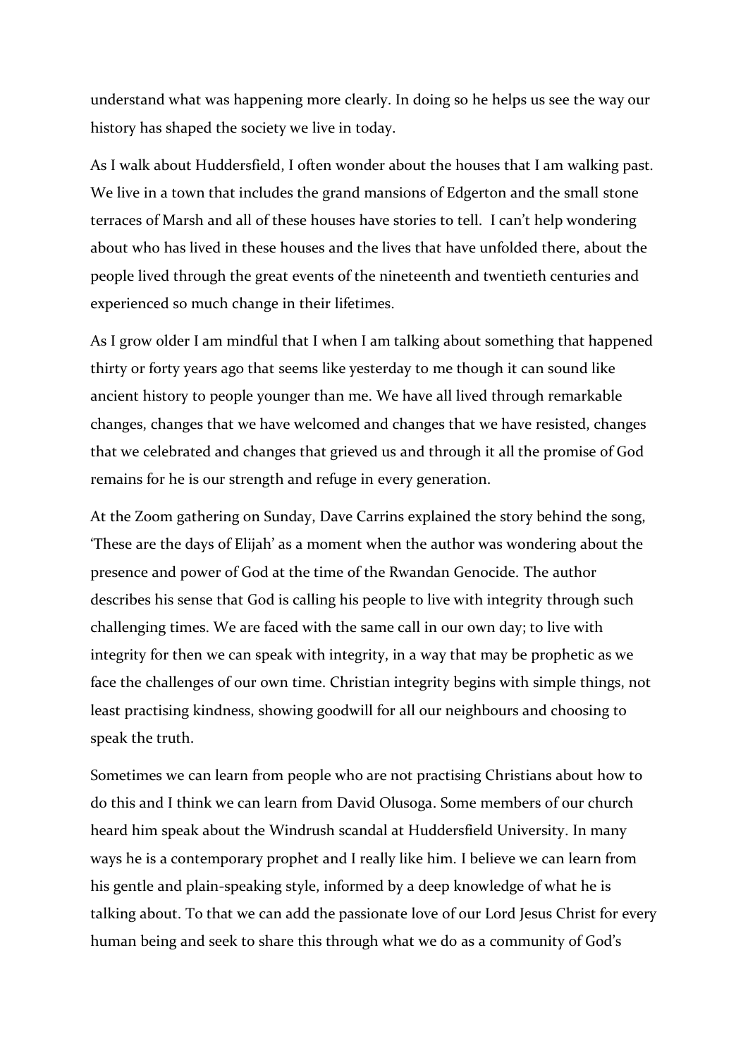understand what was happening more clearly. In doing so he helps us see the way our history has shaped the society we live in today.

As I walk about Huddersfield, I often wonder about the houses that I am walking past. We live in a town that includes the grand mansions of Edgerton and the small stone terraces of Marsh and all of these houses have stories to tell. I can't help wondering about who has lived in these houses and the lives that have unfolded there, about the people lived through the great events of the nineteenth and twentieth centuries and experienced so much change in their lifetimes.

As I grow older I am mindful that I when I am talking about something that happened thirty or forty years ago that seems like yesterday to me though it can sound like ancient history to people younger than me. We have all lived through remarkable changes, changes that we have welcomed and changes that we have resisted, changes that we celebrated and changes that grieved us and through it all the promise of God remains for he is our strength and refuge in every generation.

At the Zoom gathering on Sunday, Dave Carrins explained the story behind the song, 'These are the days of Elijah' as a moment when the author was wondering about the presence and power of God at the time of the Rwandan Genocide. The author describes his sense that God is calling his people to live with integrity through such challenging times. We are faced with the same call in our own day; to live with integrity for then we can speak with integrity, in a way that may be prophetic as we face the challenges of our own time. Christian integrity begins with simple things, not least practising kindness, showing goodwill for all our neighbours and choosing to speak the truth.

Sometimes we can learn from people who are not practising Christians about how to do this and I think we can learn from David Olusoga. Some members of our church heard him speak about the Windrush scandal at Huddersfield University. In many ways he is a contemporary prophet and I really like him. I believe we can learn from his gentle and plain-speaking style, informed by a deep knowledge of what he is talking about. To that we can add the passionate love of our Lord Jesus Christ for every human being and seek to share this through what we do as a community of God's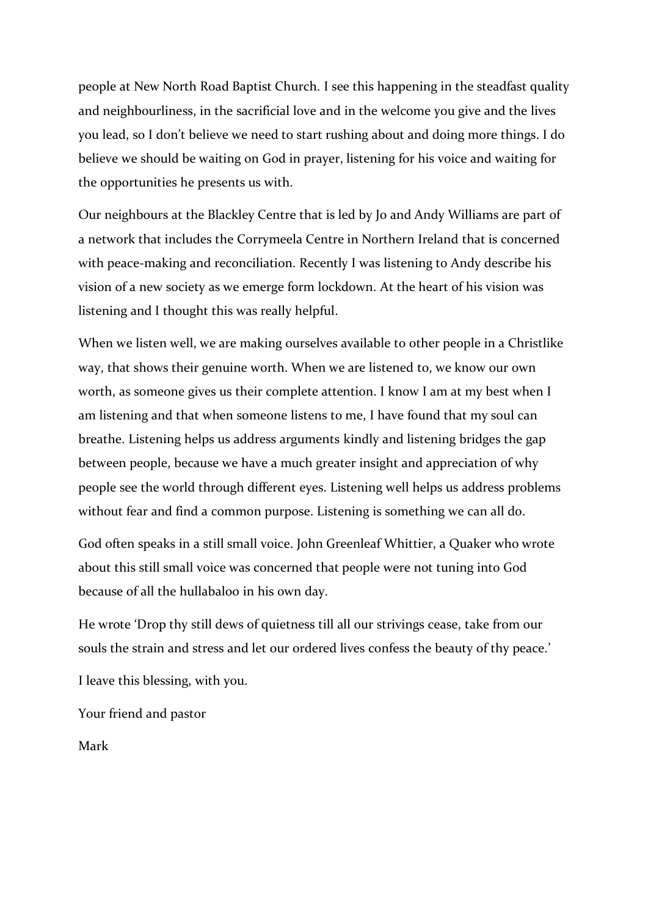people at New North Road Baptist Church. I see this happening in the steadfast quality and neighbourliness, in the sacrificial love and in the welcome you give and the lives you lead, so I don't believe we need to start rushing about and doing more things. I do believe we should be waiting on God in prayer, listening for his voice and waiting for the opportunities he presents us with.

Our neighbours at the Blackley Centre that is led by Jo and Andy Williams are part of a network that includes the Corrymeela Centre in Northern Ireland that is concerned with peace-making and reconciliation. Recently I was listening to Andy describe his vision of a new society as we emerge form lockdown. At the heart of his vision was listening and I thought this was really helpful.

When we listen well, we are making ourselves available to other people in a Christlike way, that shows their genuine worth. When we are listened to, we know our own worth, as someone gives us their complete attention. I know I am at my best when I am listening and that when someone listens to me, I have found that my soul can breathe. Listening helps us address arguments kindly and listening bridges the gap between people, because we have a much greater insight and appreciation of why people see the world through different eyes. Listening well helps us address problems without fear and find a common purpose. Listening is something we can all do.

God often speaks in a still small voice. John Greenleaf Whittier, a Quaker who wrote about this still small voice was concerned that people were not tuning into God because of all the hullabaloo in his own day.

He wrote 'Drop thy still dews of quietness till all our strivings cease, take from our souls the strain and stress and let our ordered lives confess the beauty of thy peace.'

I leave this blessing, with you.

Your friend and pastor

Mark